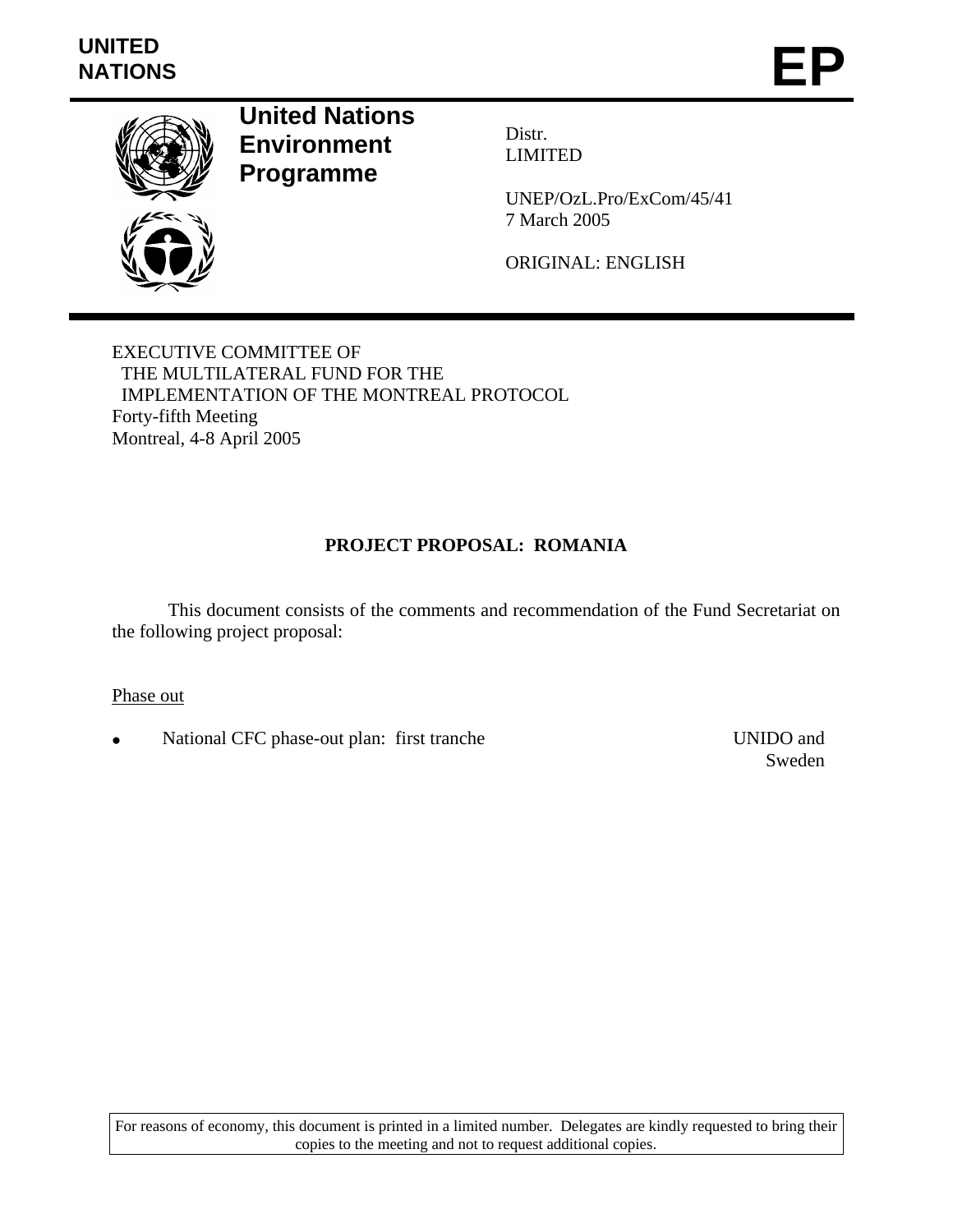**UNITED NATIONS**

# EP

## United Nations Environment Programme

Distr.
LIMITED

UNEP/OzL.Pro/ExCom/45/41
7 March 2005

ORIGINAL: ENGLISH

EXECUTIVE COMMITTEE OF
THE MULTILATERAL FUND FOR THE
IMPLEMENTATION OF THE MONTREAL PROTOCOL
Forty-fifth Meeting
Montreal, 4-8 April 2005

**PROJECT PROPOSAL: ROMANIA**

This document consists of the comments and recommendation of the Fund Secretariat on the following project proposal:

Phase out

- National CFC phase-out plan: first tranche — UNIDO and Sweden

For reasons of economy, this document is printed in a limited number. Delegates are kindly requested to bring their copies to the meeting and not to request additional copies.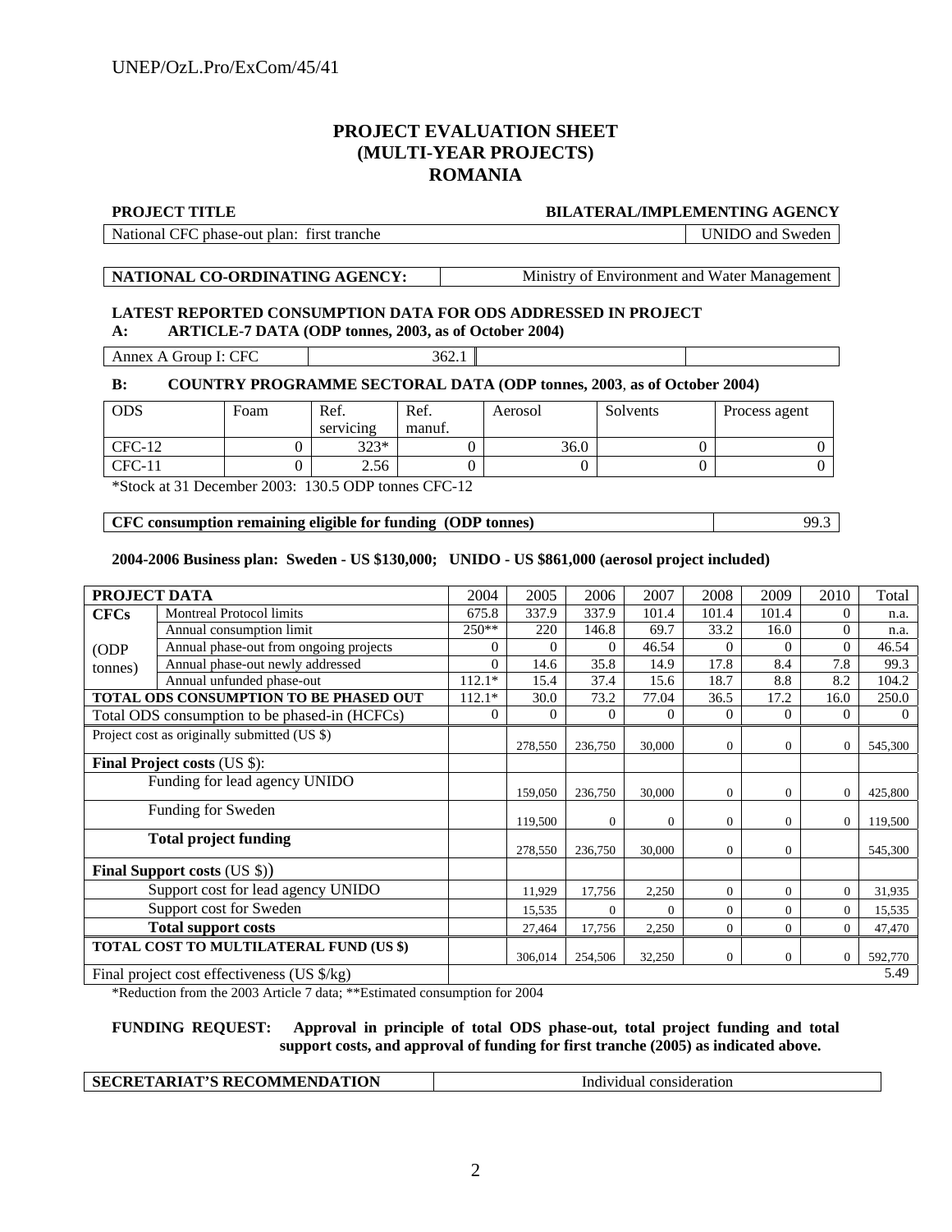# PROJECT EVALUATION SHEET (MULTI-YEAR PROJECTS) ROMANIA

| PROJECT TITLE | BILATERAL/IMPLEMENTING AGENCY |
|---|---|
| National CFC phase-out plan: first tranche | UNIDO and Sweden |

| NATIONAL CO-ORDINATING AGENCY: | Ministry of Environment and Water Management |
|---|---|

**LATEST REPORTED CONSUMPTION DATA FOR ODS ADDRESSED IN PROJECT**

**A: ARTICLE-7 DATA (ODP tonnes, 2003, as of October 2004)**

| Annex A Group I: CFC | 362.1 | | |
|---|---|---|---|

**B: COUNTRY PROGRAMME SECTORAL DATA (ODP tonnes, 2003, as of October 2004)**

| ODS | Foam | Ref. servicing | Ref. manuf. | Aerosol | Solvents | Process agent |
|---|---|---|---|---|---|---|
| CFC-12 | 0 | 323* | 0 | 36.0 | 0 | 0 |
| CFC-11 | 0 | 2.56 | 0 | 0 | 0 | 0 |

*Stock at 31 December 2003: 130.5 ODP tonnes CFC-12

| **CFC consumption remaining eligible for funding (ODP tonnes)** | 99.3 |
|---|---|

**2004-2006 Business plan: Sweden - US $130,000; UNIDO - US $861,000 (aerosol project included)**

| **PROJECT DATA** | | 2004 | 2005 | 2006 | 2007 | 2008 | 2009 | 2010 | Total |
|---|---|---|---|---|---|---|---|---|---|
| **CFCs** (ODP tonnes) | Montreal Protocol limits | 675.8 | 337.9 | 337.9 | 101.4 | 101.4 | 101.4 | 0 | n.a. |
| | Annual consumption limit | 250** | 220 | 146.8 | 69.7 | 33.2 | 16.0 | 0 | n.a. |
| | Annual phase-out from ongoing projects | 0 | 0 | 0 | 46.54 | 0 | 0 | 0 | 46.54 |
| | Annual phase-out newly addressed | 0 | 14.6 | 35.8 | 14.9 | 17.8 | 8.4 | 7.8 | 99.3 |
| | Annual unfunded phase-out | 112.1* | 15.4 | 37.4 | 15.6 | 18.7 | 8.8 | 8.2 | 104.2 |
| **TOTAL ODS CONSUMPTION TO BE PHASED OUT** | | 112.1* | 30.0 | 73.2 | 77.04 | 36.5 | 17.2 | 16.0 | 250.0 |
| Total ODS consumption to be phased-in (HCFCs) | | 0 | 0 | 0 | 0 | 0 | 0 | 0 | 0 |
| Project cost as originally submitted (US $) | | | 278,550 | 236,750 | 30,000 | 0 | 0 | 0 | 545,300 |
| **Final Project costs** (US $): | | | | | | | | | |
| Funding for lead agency UNIDO | | | 159,050 | 236,750 | 30,000 | 0 | 0 | 0 | 425,800 |
| Funding for Sweden | | | 119,500 | 0 | 0 | 0 | 0 | 0 | 119,500 |
| **Total project funding** | | | 278,550 | 236,750 | 30,000 | 0 | 0 | | 545,300 |
| **Final Support costs** (US $)) | | | | | | | | | |
| Support cost for lead agency UNIDO | | | 11,929 | 17,756 | 2,250 | 0 | 0 | 0 | 31,935 |
| Support cost for Sweden | | | 15,535 | 0 | 0 | 0 | 0 | 0 | 15,535 |
| **Total support costs** | | | 27,464 | 17,756 | 2,250 | 0 | 0 | 0 | 47,470 |
| **TOTAL COST TO MULTILATERAL FUND (US $)** | | | 306,014 | 254,506 | 32,250 | 0 | 0 | 0 | 592,770 |
| Final project cost effectiveness (US $/kg) | | | | | | | | | 5.49 |

*Reduction from the 2003 Article 7 data; **Estimated consumption for 2004

**FUNDING REQUEST: Approval in principle of total ODS phase-out, total project funding and total support costs, and approval of funding for first tranche (2005) as indicated above.**

| **SECRETARIAT'S RECOMMENDATION** | Individual consideration |
|---|---|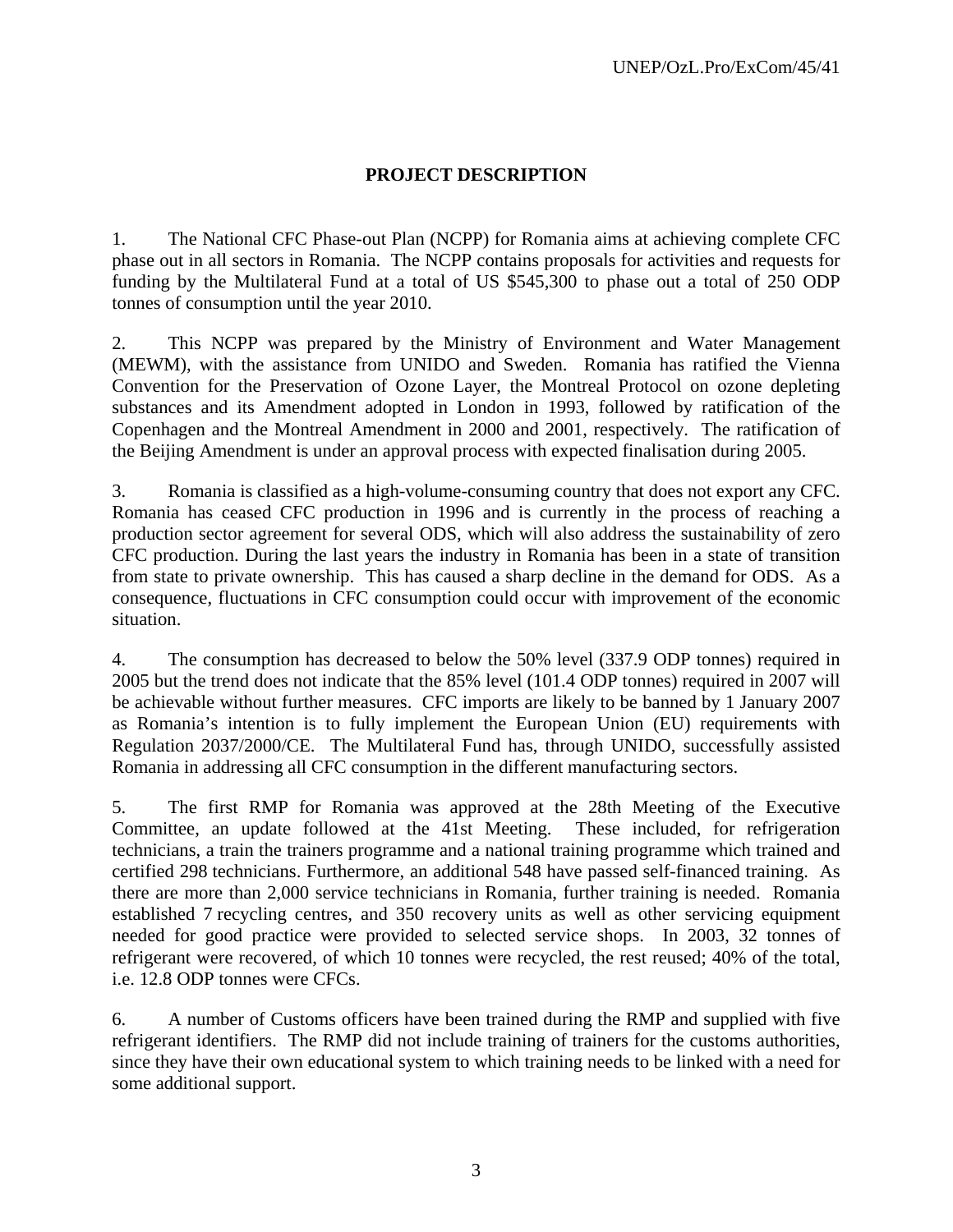## PROJECT DESCRIPTION

1. The National CFC Phase-out Plan (NCPP) for Romania aims at achieving complete CFC phase out in all sectors in Romania. The NCPP contains proposals for activities and requests for funding by the Multilateral Fund at a total of US $545,300 to phase out a total of 250 ODP tonnes of consumption until the year 2010.

2. This NCPP was prepared by the Ministry of Environment and Water Management (MEWM), with the assistance from UNIDO and Sweden. Romania has ratified the Vienna Convention for the Preservation of Ozone Layer, the Montreal Protocol on ozone depleting substances and its Amendment adopted in London in 1993, followed by ratification of the Copenhagen and the Montreal Amendment in 2000 and 2001, respectively. The ratification of the Beijing Amendment is under an approval process with expected finalisation during 2005.

3. Romania is classified as a high-volume-consuming country that does not export any CFC. Romania has ceased CFC production in 1996 and is currently in the process of reaching a production sector agreement for several ODS, which will also address the sustainability of zero CFC production. During the last years the industry in Romania has been in a state of transition from state to private ownership. This has caused a sharp decline in the demand for ODS. As a consequence, fluctuations in CFC consumption could occur with improvement of the economic situation.

4. The consumption has decreased to below the 50% level (337.9 ODP tonnes) required in 2005 but the trend does not indicate that the 85% level (101.4 ODP tonnes) required in 2007 will be achievable without further measures. CFC imports are likely to be banned by 1 January 2007 as Romania's intention is to fully implement the European Union (EU) requirements with Regulation 2037/2000/CE. The Multilateral Fund has, through UNIDO, successfully assisted Romania in addressing all CFC consumption in the different manufacturing sectors.

5. The first RMP for Romania was approved at the 28th Meeting of the Executive Committee, an update followed at the 41st Meeting. These included, for refrigeration technicians, a train the trainers programme and a national training programme which trained and certified 298 technicians. Furthermore, an additional 548 have passed self-financed training. As there are more than 2,000 service technicians in Romania, further training is needed. Romania established 7 recycling centres, and 350 recovery units as well as other servicing equipment needed for good practice were provided to selected service shops. In 2003, 32 tonnes of refrigerant were recovered, of which 10 tonnes were recycled, the rest reused; 40% of the total, i.e. 12.8 ODP tonnes were CFCs.

6. A number of Customs officers have been trained during the RMP and supplied with five refrigerant identifiers. The RMP did not include training of trainers for the customs authorities, since they have their own educational system to which training needs to be linked with a need for some additional support.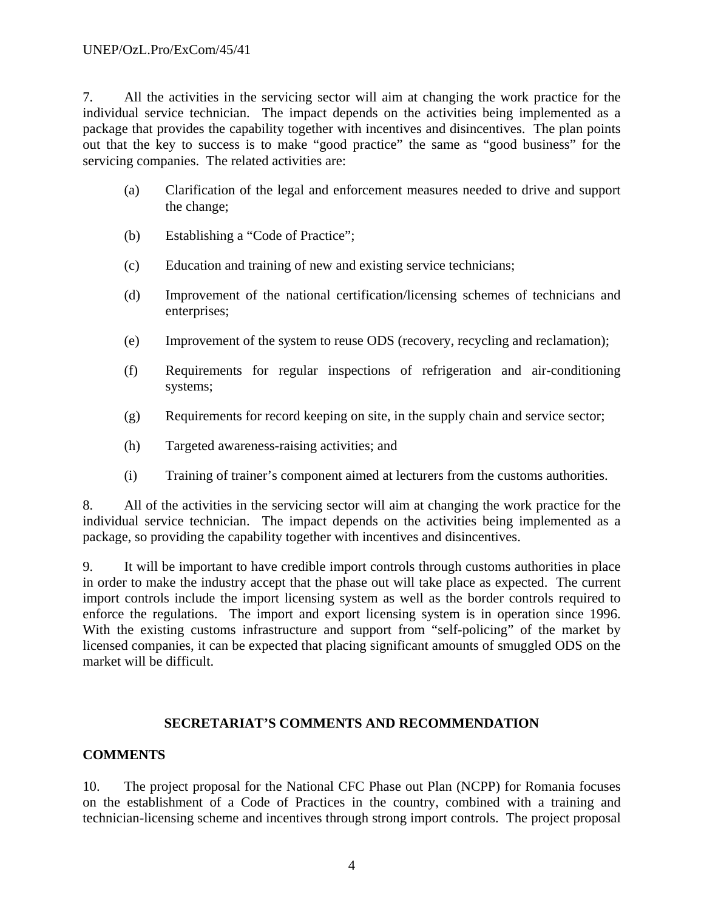7. All the activities in the servicing sector will aim at changing the work practice for the individual service technician. The impact depends on the activities being implemented as a package that provides the capability together with incentives and disincentives. The plan points out that the key to success is to make "good practice" the same as "good business" for the servicing companies. The related activities are:

(a) Clarification of the legal and enforcement measures needed to drive and support the change;

(b) Establishing a "Code of Practice";

(c) Education and training of new and existing service technicians;

(d) Improvement of the national certification/licensing schemes of technicians and enterprises;

(e) Improvement of the system to reuse ODS (recovery, recycling and reclamation);

(f) Requirements for regular inspections of refrigeration and air-conditioning systems;

(g) Requirements for record keeping on site, in the supply chain and service sector;

(h) Targeted awareness-raising activities; and

(i) Training of trainer's component aimed at lecturers from the customs authorities.

8. All of the activities in the servicing sector will aim at changing the work practice for the individual service technician. The impact depends on the activities being implemented as a package, so providing the capability together with incentives and disincentives.

9. It will be important to have credible import controls through customs authorities in place in order to make the industry accept that the phase out will take place as expected. The current import controls include the import licensing system as well as the border controls required to enforce the regulations. The import and export licensing system is in operation since 1996. With the existing customs infrastructure and support from "self-policing" of the market by licensed companies, it can be expected that placing significant amounts of smuggled ODS on the market will be difficult.

## SECRETARIAT'S COMMENTS AND RECOMMENDATION

### COMMENTS

10. The project proposal for the National CFC Phase out Plan (NCPP) for Romania focuses on the establishment of a Code of Practices in the country, combined with a training and technician-licensing scheme and incentives through strong import controls. The project proposal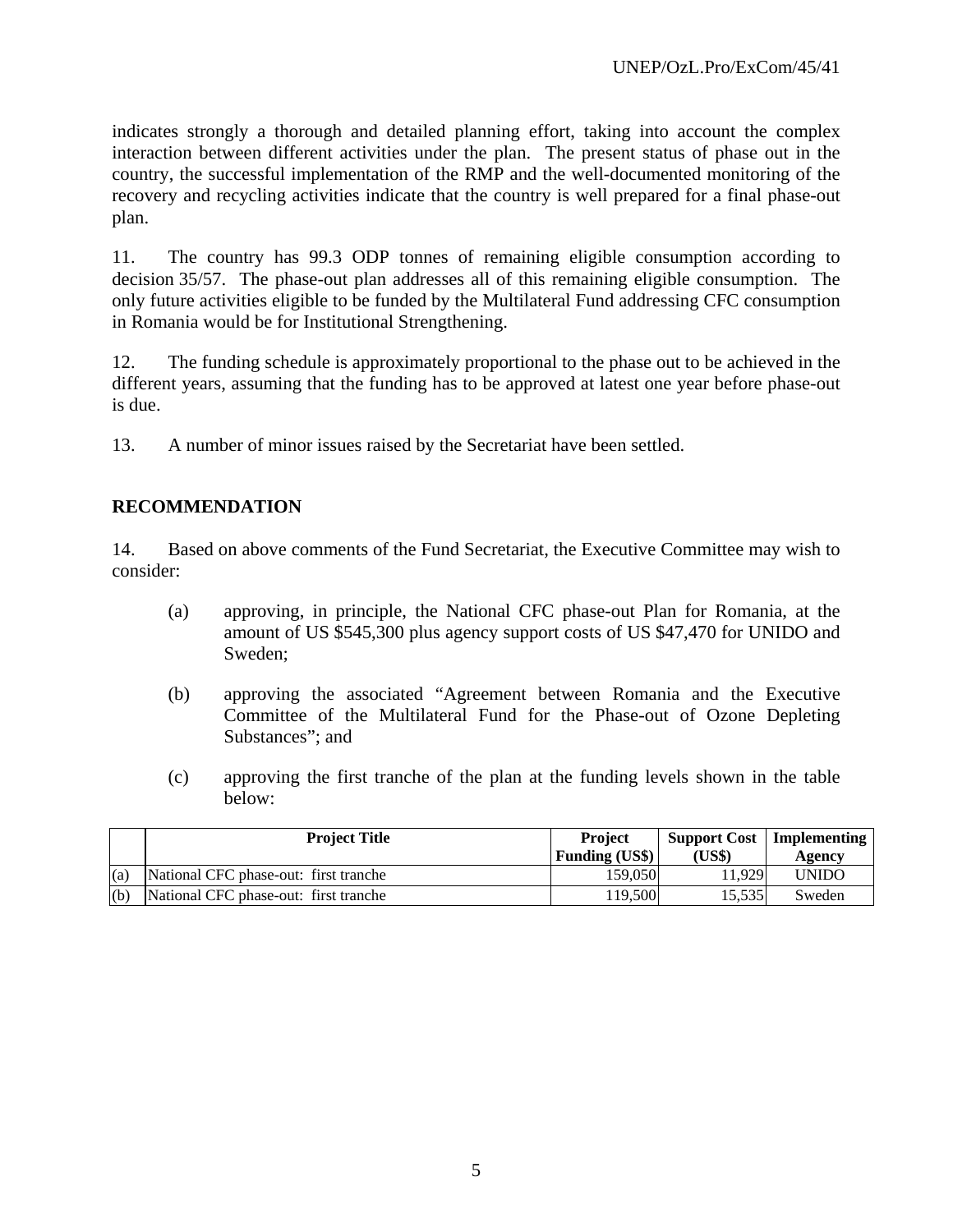indicates strongly a thorough and detailed planning effort, taking into account the complex interaction between different activities under the plan. The present status of phase out in the country, the successful implementation of the RMP and the well-documented monitoring of the recovery and recycling activities indicate that the country is well prepared for a final phase-out plan.

11. The country has 99.3 ODP tonnes of remaining eligible consumption according to decision 35/57. The phase-out plan addresses all of this remaining eligible consumption. The only future activities eligible to be funded by the Multilateral Fund addressing CFC consumption in Romania would be for Institutional Strengthening.

12. The funding schedule is approximately proportional to the phase out to be achieved in the different years, assuming that the funding has to be approved at latest one year before phase-out is due.

13. A number of minor issues raised by the Secretariat have been settled.

## RECOMMENDATION

14. Based on above comments of the Fund Secretariat, the Executive Committee may wish to consider:

(a) approving, in principle, the National CFC phase-out Plan for Romania, at the amount of US $545,300 plus agency support costs of US $47,470 for UNIDO and Sweden;

(b) approving the associated "Agreement between Romania and the Executive Committee of the Multilateral Fund for the Phase-out of Ozone Depleting Substances"; and

(c) approving the first tranche of the plan at the funding levels shown in the table below:

| | Project Title | Project Funding (US$) | Support Cost (US$) | Implementing Agency |
|---|---|---|---|---|
| (a) | National CFC phase-out: first tranche | 159,050 | 11,929 | UNIDO |
| (b) | National CFC phase-out: first tranche | 119,500 | 15,535 | Sweden |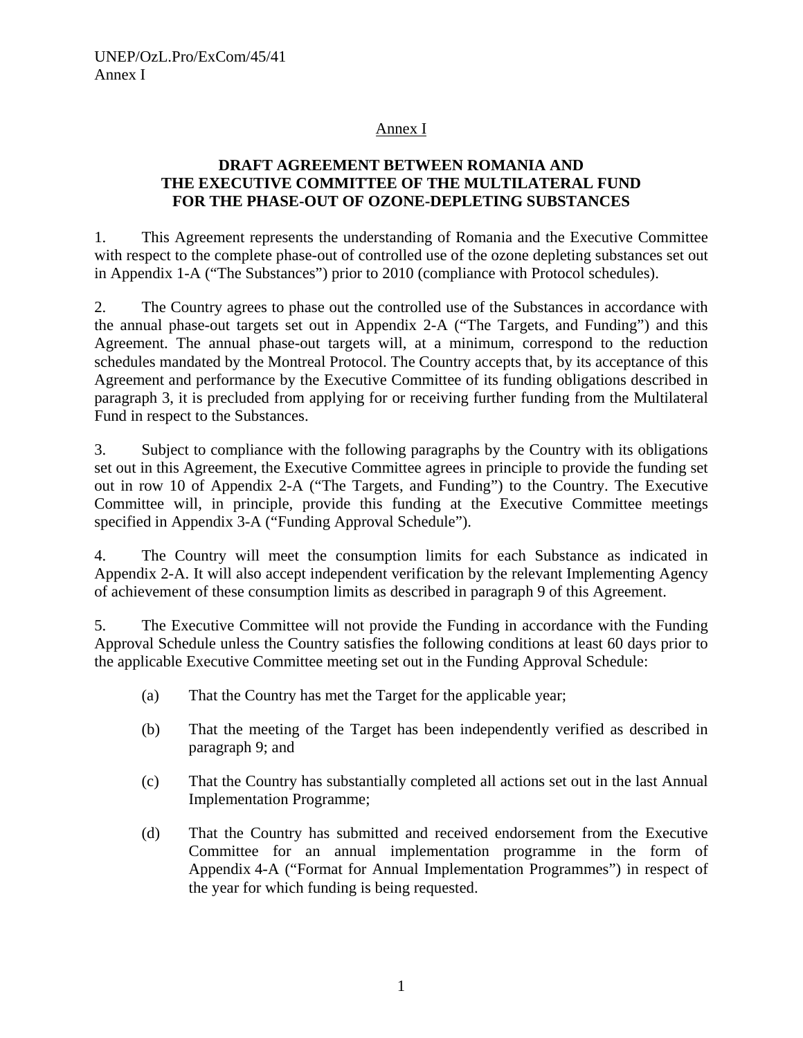Annex I

**DRAFT AGREEMENT BETWEEN ROMANIA AND THE EXECUTIVE COMMITTEE OF THE MULTILATERAL FUND FOR THE PHASE-OUT OF OZONE-DEPLETING SUBSTANCES**

1. This Agreement represents the understanding of Romania and the Executive Committee with respect to the complete phase-out of controlled use of the ozone depleting substances set out in Appendix 1-A ("The Substances") prior to 2010 (compliance with Protocol schedules).

2. The Country agrees to phase out the controlled use of the Substances in accordance with the annual phase-out targets set out in Appendix 2-A ("The Targets, and Funding") and this Agreement. The annual phase-out targets will, at a minimum, correspond to the reduction schedules mandated by the Montreal Protocol. The Country accepts that, by its acceptance of this Agreement and performance by the Executive Committee of its funding obligations described in paragraph 3, it is precluded from applying for or receiving further funding from the Multilateral Fund in respect to the Substances.

3. Subject to compliance with the following paragraphs by the Country with its obligations set out in this Agreement, the Executive Committee agrees in principle to provide the funding set out in row 10 of Appendix 2-A ("The Targets, and Funding") to the Country. The Executive Committee will, in principle, provide this funding at the Executive Committee meetings specified in Appendix 3-A ("Funding Approval Schedule").

4. The Country will meet the consumption limits for each Substance as indicated in Appendix 2-A. It will also accept independent verification by the relevant Implementing Agency of achievement of these consumption limits as described in paragraph 9 of this Agreement.

5. The Executive Committee will not provide the Funding in accordance with the Funding Approval Schedule unless the Country satisfies the following conditions at least 60 days prior to the applicable Executive Committee meeting set out in the Funding Approval Schedule:

   (a) That the Country has met the Target for the applicable year;

   (b) That the meeting of the Target has been independently verified as described in paragraph 9; and

   (c) That the Country has substantially completed all actions set out in the last Annual Implementation Programme;

   (d) That the Country has submitted and received endorsement from the Executive Committee for an annual implementation programme in the form of Appendix 4-A ("Format for Annual Implementation Programmes") in respect of the year for which funding is being requested.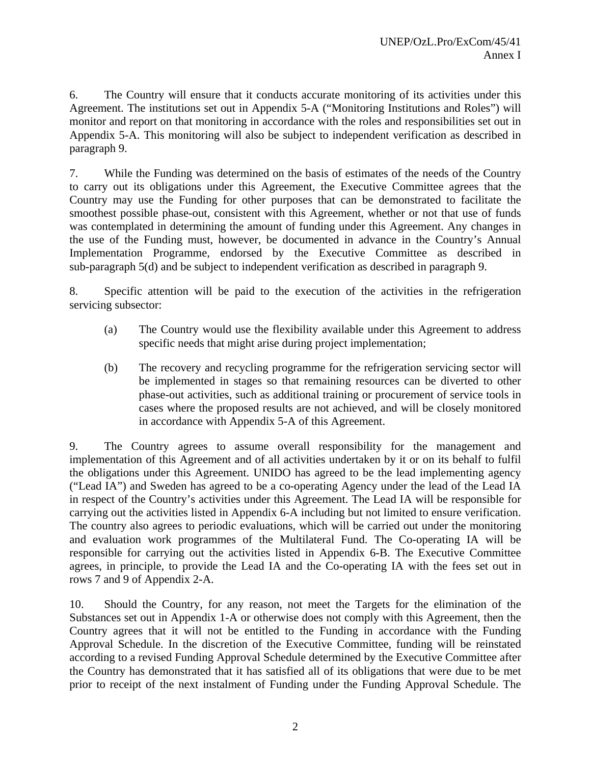6. The Country will ensure that it conducts accurate monitoring of its activities under this Agreement. The institutions set out in Appendix 5-A ("Monitoring Institutions and Roles") will monitor and report on that monitoring in accordance with the roles and responsibilities set out in Appendix 5-A. This monitoring will also be subject to independent verification as described in paragraph 9.

7. While the Funding was determined on the basis of estimates of the needs of the Country to carry out its obligations under this Agreement, the Executive Committee agrees that the Country may use the Funding for other purposes that can be demonstrated to facilitate the smoothest possible phase-out, consistent with this Agreement, whether or not that use of funds was contemplated in determining the amount of funding under this Agreement. Any changes in the use of the Funding must, however, be documented in advance in the Country's Annual Implementation Programme, endorsed by the Executive Committee as described in sub-paragraph 5(d) and be subject to independent verification as described in paragraph 9.

8. Specific attention will be paid to the execution of the activities in the refrigeration servicing subsector:

(a) The Country would use the flexibility available under this Agreement to address specific needs that might arise during project implementation;

(b) The recovery and recycling programme for the refrigeration servicing sector will be implemented in stages so that remaining resources can be diverted to other phase-out activities, such as additional training or procurement of service tools in cases where the proposed results are not achieved, and will be closely monitored in accordance with Appendix 5-A of this Agreement.

9. The Country agrees to assume overall responsibility for the management and implementation of this Agreement and of all activities undertaken by it or on its behalf to fulfil the obligations under this Agreement. UNIDO has agreed to be the lead implementing agency ("Lead IA") and Sweden has agreed to be a co-operating Agency under the lead of the Lead IA in respect of the Country's activities under this Agreement. The Lead IA will be responsible for carrying out the activities listed in Appendix 6-A including but not limited to ensure verification. The country also agrees to periodic evaluations, which will be carried out under the monitoring and evaluation work programmes of the Multilateral Fund. The Co-operating IA will be responsible for carrying out the activities listed in Appendix 6-B. The Executive Committee agrees, in principle, to provide the Lead IA and the Co-operating IA with the fees set out in rows 7 and 9 of Appendix 2-A.

10. Should the Country, for any reason, not meet the Targets for the elimination of the Substances set out in Appendix 1-A or otherwise does not comply with this Agreement, then the Country agrees that it will not be entitled to the Funding in accordance with the Funding Approval Schedule. In the discretion of the Executive Committee, funding will be reinstated according to a revised Funding Approval Schedule determined by the Executive Committee after the Country has demonstrated that it has satisfied all of its obligations that were due to be met prior to receipt of the next instalment of Funding under the Funding Approval Schedule. The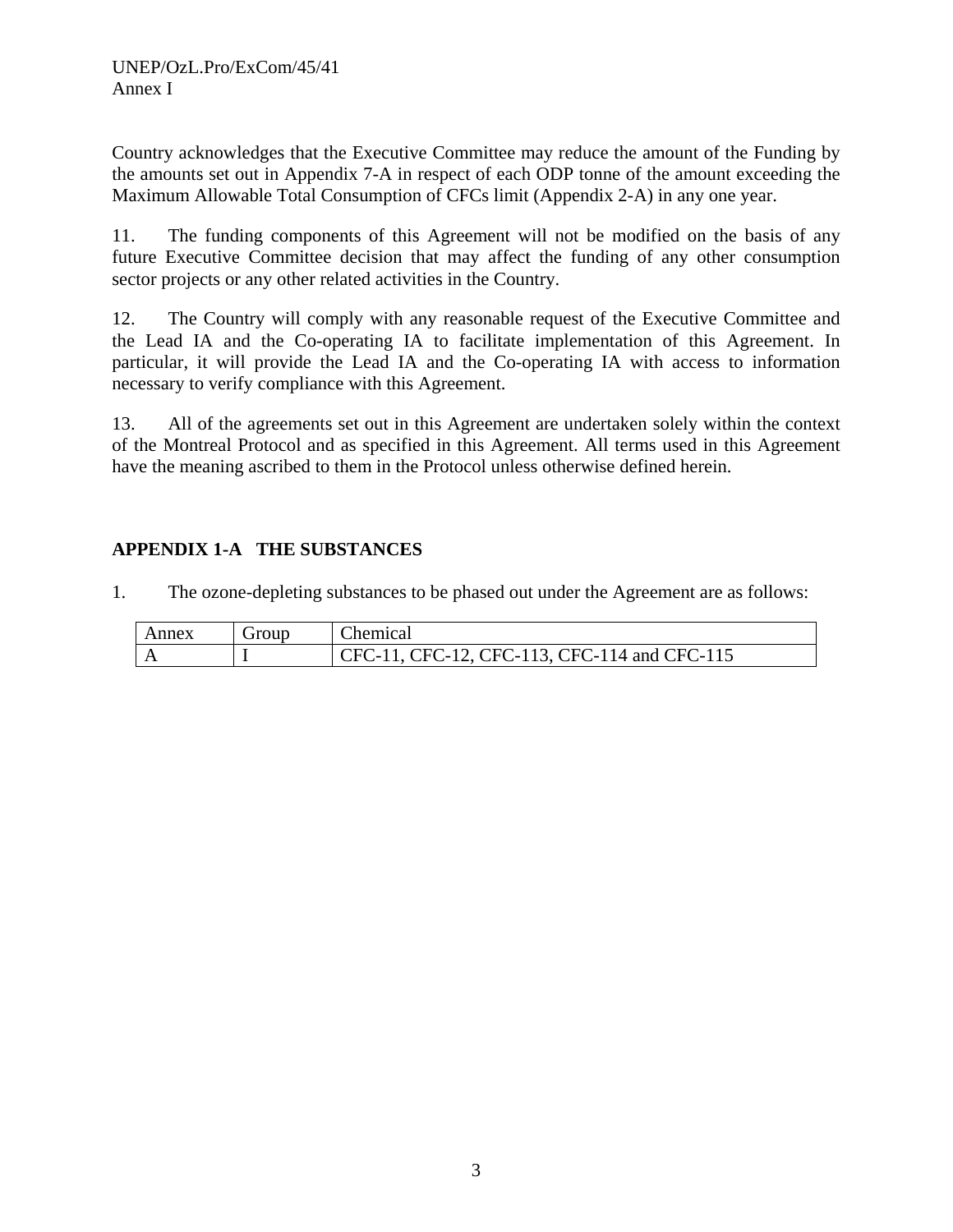Country acknowledges that the Executive Committee may reduce the amount of the Funding by the amounts set out in Appendix 7-A in respect of each ODP tonne of the amount exceeding the Maximum Allowable Total Consumption of CFCs limit (Appendix 2-A) in any one year.

11. The funding components of this Agreement will not be modified on the basis of any future Executive Committee decision that may affect the funding of any other consumption sector projects or any other related activities in the Country.

12. The Country will comply with any reasonable request of the Executive Committee and the Lead IA and the Co-operating IA to facilitate implementation of this Agreement. In particular, it will provide the Lead IA and the Co-operating IA with access to information necessary to verify compliance with this Agreement.

13. All of the agreements set out in this Agreement are undertaken solely within the context of the Montreal Protocol and as specified in this Agreement. All terms used in this Agreement have the meaning ascribed to them in the Protocol unless otherwise defined herein.

## APPENDIX 1-A THE SUBSTANCES

1. The ozone-depleting substances to be phased out under the Agreement are as follows:

| Annex | Group | Chemical |
|---|---|---|
| A | I | CFC-11, CFC-12, CFC-113, CFC-114 and CFC-115 |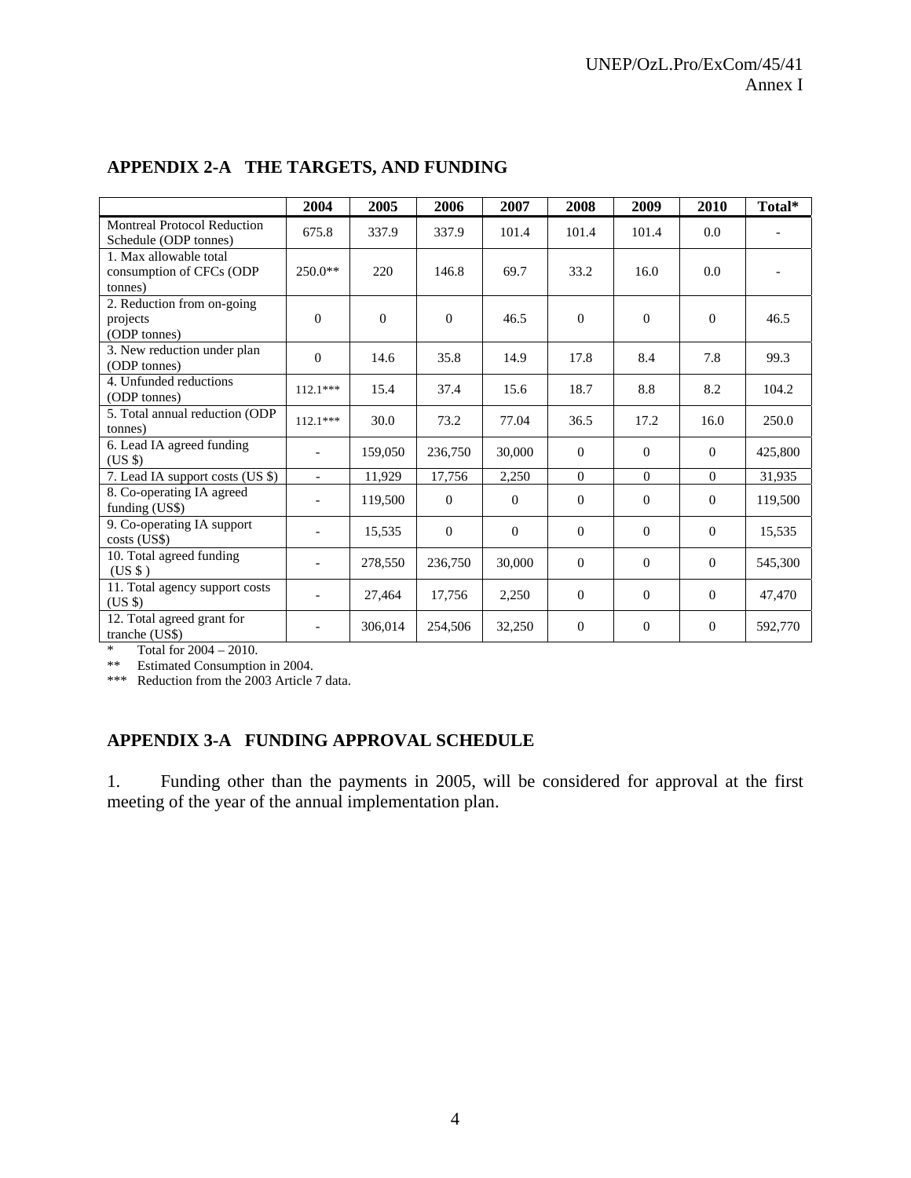## APPENDIX 2-A   THE TARGETS, AND FUNDING

| | 2004 | 2005 | 2006 | 2007 | 2008 | 2009 | 2010 | Total* |
|---|---|---|---|---|---|---|---|---|
| Montreal Protocol Reduction Schedule (ODP tonnes) | 675.8 | 337.9 | 337.9 | 101.4 | 101.4 | 101.4 | 0.0 | - |
| 1. Max allowable total consumption of CFCs (ODP tonnes) | 250.0** | 220 | 146.8 | 69.7 | 33.2 | 16.0 | 0.0 | - |
| 2. Reduction from on-going projects (ODP tonnes) | 0 | 0 | 0 | 46.5 | 0 | 0 | 0 | 46.5 |
| 3. New reduction under plan (ODP tonnes) | 0 | 14.6 | 35.8 | 14.9 | 17.8 | 8.4 | 7.8 | 99.3 |
| 4. Unfunded reductions (ODP tonnes) | 112.1*** | 15.4 | 37.4 | 15.6 | 18.7 | 8.8 | 8.2 | 104.2 |
| 5. Total annual reduction (ODP tonnes) | 112.1*** | 30.0 | 73.2 | 77.04 | 36.5 | 17.2 | 16.0 | 250.0 |
| 6. Lead IA agreed funding (US $) | - | 159,050 | 236,750 | 30,000 | 0 | 0 | 0 | 425,800 |
| 7. Lead IA support costs (US $) | - | 11,929 | 17,756 | 2,250 | 0 | 0 | 0 | 31,935 |
| 8. Co-operating IA agreed funding (US$) | - | 119,500 | 0 | 0 | 0 | 0 | 0 | 119,500 |
| 9. Co-operating IA support costs (US$) | - | 15,535 | 0 | 0 | 0 | 0 | 0 | 15,535 |
| 10. Total agreed funding (US $ ) | - | 278,550 | 236,750 | 30,000 | 0 | 0 | 0 | 545,300 |
| 11. Total agency support costs (US $) | - | 27,464 | 17,756 | 2,250 | 0 | 0 | 0 | 47,470 |
| 12. Total agreed grant for tranche (US$) | - | 306,014 | 254,506 | 32,250 | 0 | 0 | 0 | 592,770 |

\* Total for 2004 – 2010.

** Estimated Consumption in 2004.

*** Reduction from the 2003 Article 7 data.

## APPENDIX 3-A   FUNDING APPROVAL SCHEDULE

1. Funding other than the payments in 2005, will be considered for approval at the first meeting of the year of the annual implementation plan.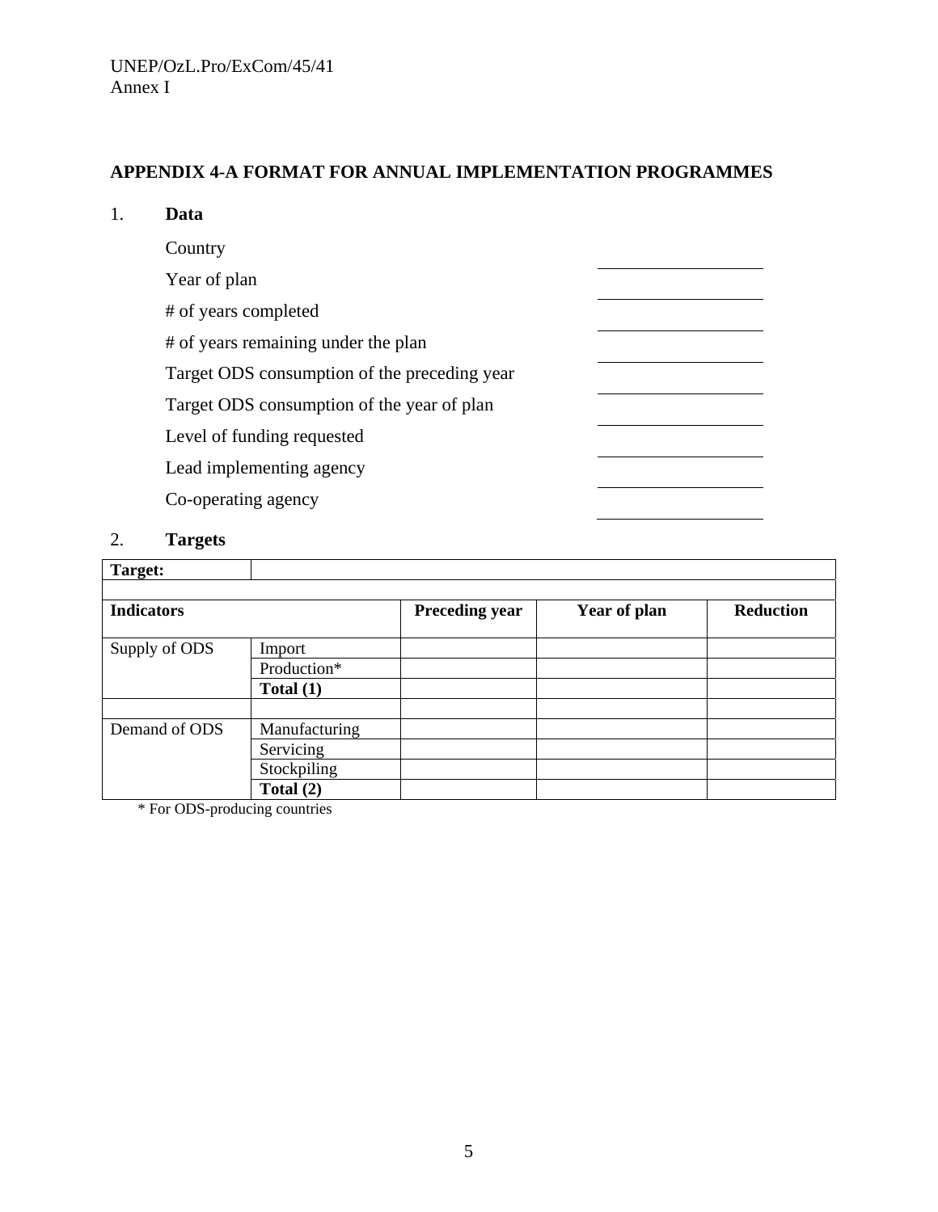## APPENDIX 4-A FORMAT FOR ANNUAL IMPLEMENTATION PROGRAMMES

1. **Data**

| | |
|---|---|
| Country | ____________ |
| Year of plan | ____________ |
| # of years completed | ____________ |
| # of years remaining under the plan | ____________ |
| Target ODS consumption of the preceding year | ____________ |
| Target ODS consumption of the year of plan | ____________ |
| Level of funding requested | ____________ |
| Lead implementing agency | ____________ |
| Co-operating agency | ____________ |

2. **Targets**

| **Target:** | | | | |
|---|---|---|---|---|
| | | | | |
| **Indicators** | | **Preceding year** | **Year of plan** | **Reduction** |
| Supply of ODS | Import | | | |
| | Production* | | | |
| | **Total (1)** | | | |
| | | | | |
| Demand of ODS | Manufacturing | | | |
| | Servicing | | | |
| | Stockpiling | | | |
| | **Total (2)** | | | |

\* For ODS-producing countries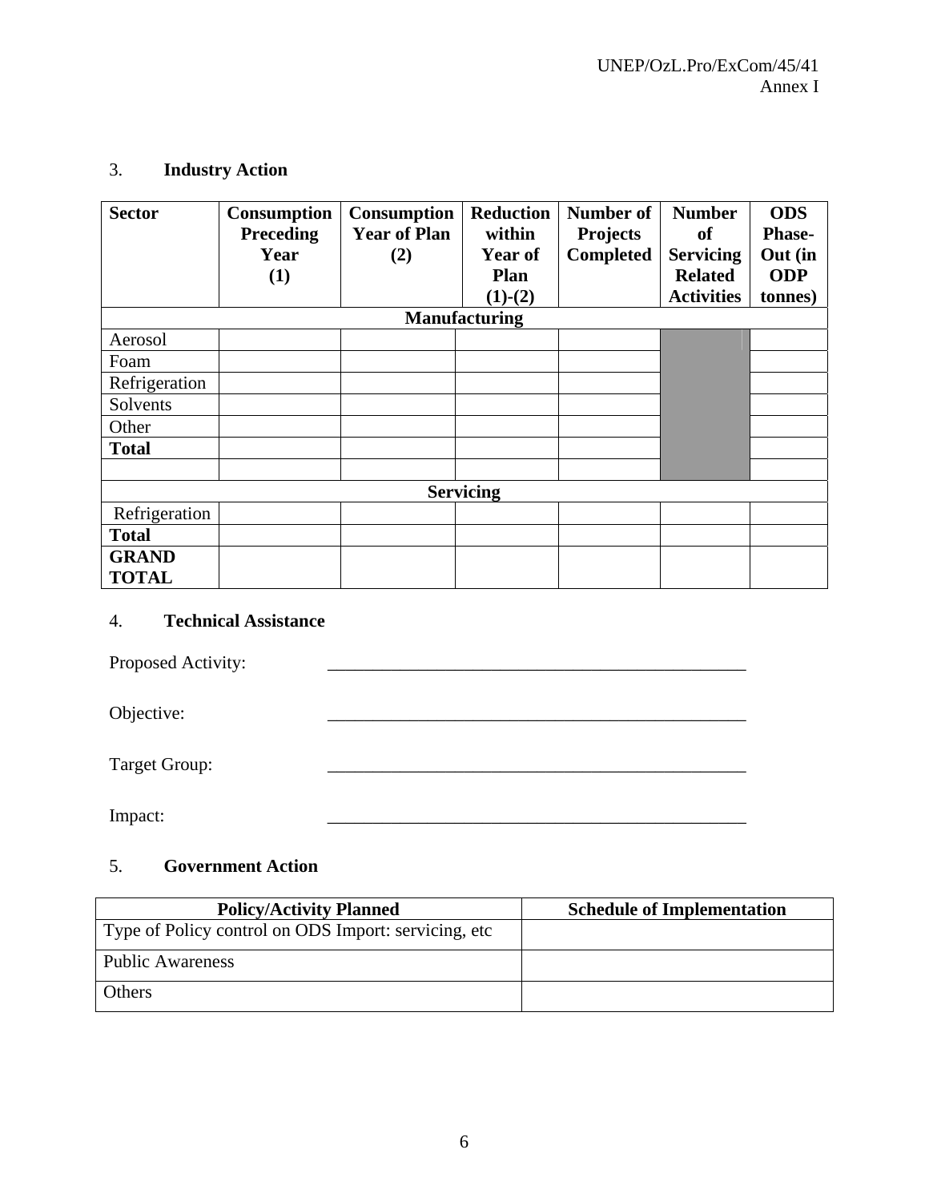### 3. **Industry Action**

| Sector | Consumption Preceding Year (1) | Consumption Year of Plan (2) | Reduction within Year of Plan (1)-(2) | Number of Projects Completed | Number of Servicing Related Activities | ODS Phase-Out (in ODP tonnes) |
|---|---|---|---|---|---|---|
| **Manufacturing** | | | | | | |
| Aerosol | | | | | | |
| Foam | | | | | | |
| Refrigeration | | | | | | |
| Solvents | | | | | | |
| Other | | | | | | |
| **Total** | | | | | | |
| | | | | | | |
| **Servicing** | | | | | | |
| Refrigeration | | | | | | |
| **Total** | | | | | | |
| **GRAND TOTAL** | | | | | | |

### 4. **Technical Assistance**

Proposed Activity: ________________________________________________

Objective: ________________________________________________

Target Group: ________________________________________________

Impact: ________________________________________________

### 5. **Government Action**

| Policy/Activity Planned | Schedule of Implementation |
|---|---|
| Type of Policy control on ODS Import: servicing, etc | |
| Public Awareness | |
| Others | |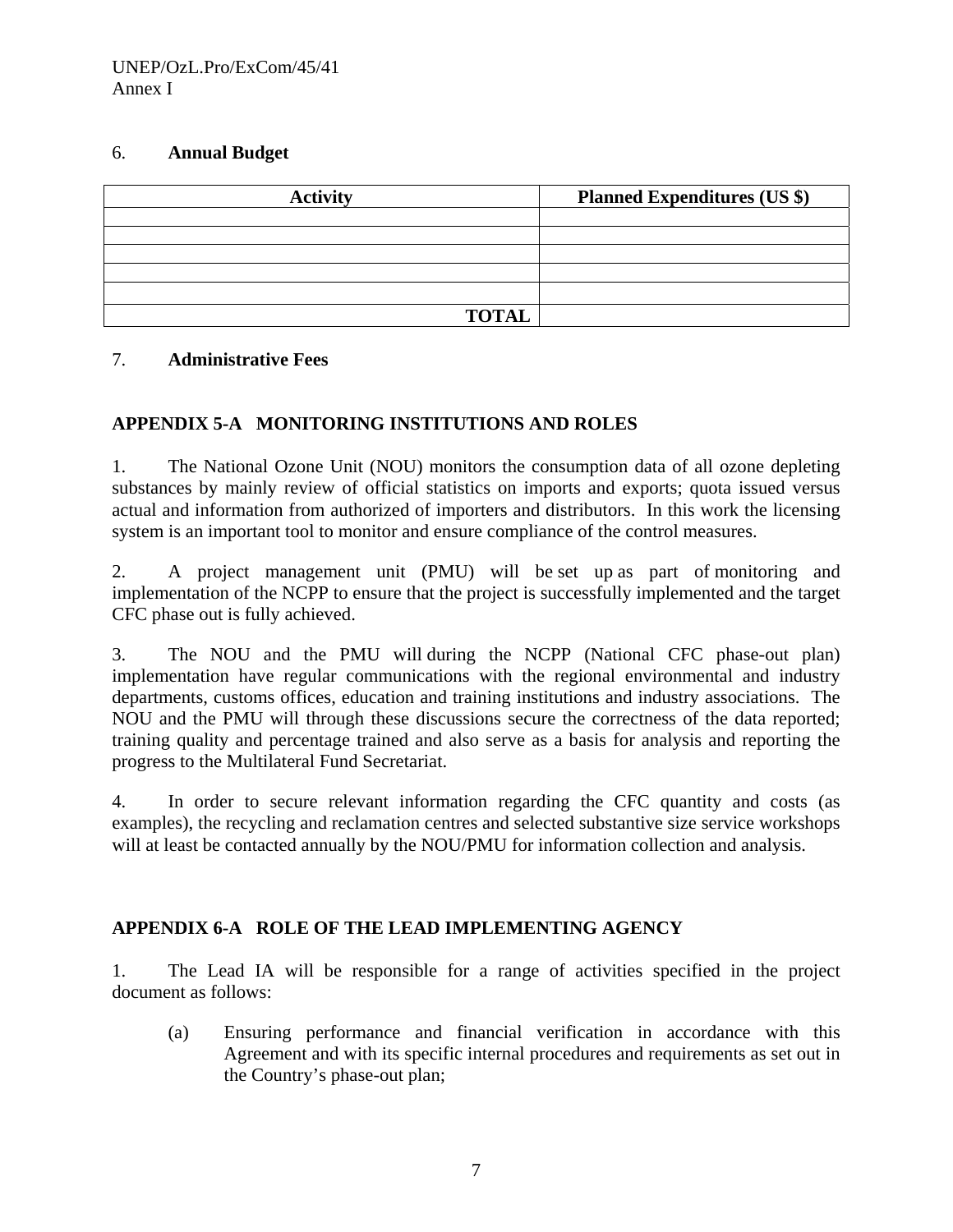6. **Annual Budget**

| Activity | Planned Expenditures (US $) |
|---|---|
| | |
| | |
| | |
| | |
| | |
| **TOTAL** | |

7. **Administrative Fees**

## APPENDIX 5-A MONITORING INSTITUTIONS AND ROLES

1. The National Ozone Unit (NOU) monitors the consumption data of all ozone depleting substances by mainly review of official statistics on imports and exports; quota issued versus actual and information from authorized of importers and distributors. In this work the licensing system is an important tool to monitor and ensure compliance of the control measures.

2. A project management unit (PMU) will be set up as part of monitoring and implementation of the NCPP to ensure that the project is successfully implemented and the target CFC phase out is fully achieved.

3. The NOU and the PMU will during the NCPP (National CFC phase-out plan) implementation have regular communications with the regional environmental and industry departments, customs offices, education and training institutions and industry associations. The NOU and the PMU will through these discussions secure the correctness of the data reported; training quality and percentage trained and also serve as a basis for analysis and reporting the progress to the Multilateral Fund Secretariat.

4. In order to secure relevant information regarding the CFC quantity and costs (as examples), the recycling and reclamation centres and selected substantive size service workshops will at least be contacted annually by the NOU/PMU for information collection and analysis.

## APPENDIX 6-A ROLE OF THE LEAD IMPLEMENTING AGENCY

1. The Lead IA will be responsible for a range of activities specified in the project document as follows:

(a) Ensuring performance and financial verification in accordance with this Agreement and with its specific internal procedures and requirements as set out in the Country's phase-out plan;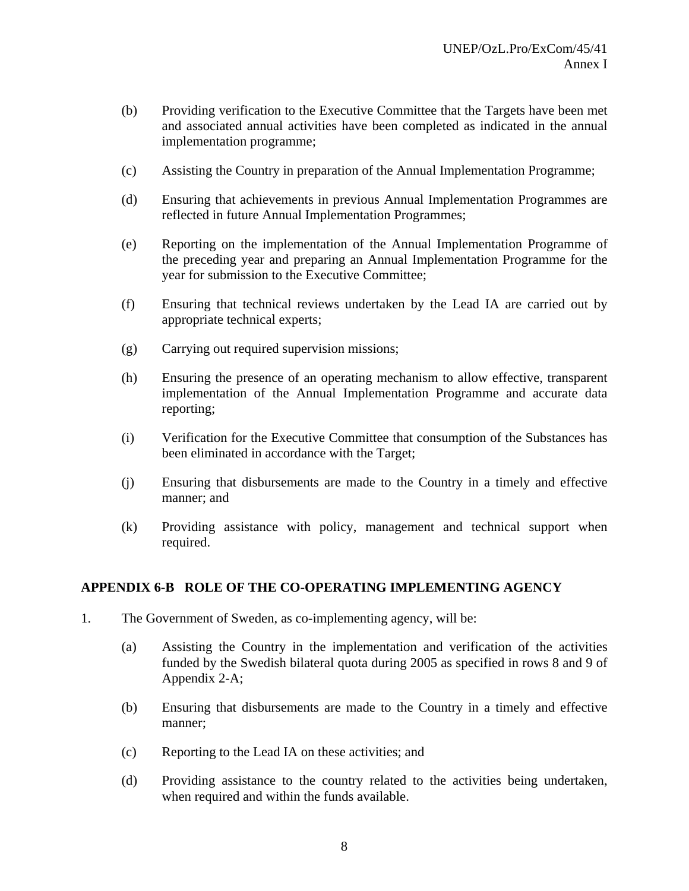(b) Providing verification to the Executive Committee that the Targets have been met and associated annual activities have been completed as indicated in the annual implementation programme;

(c) Assisting the Country in preparation of the Annual Implementation Programme;

(d) Ensuring that achievements in previous Annual Implementation Programmes are reflected in future Annual Implementation Programmes;

(e) Reporting on the implementation of the Annual Implementation Programme of the preceding year and preparing an Annual Implementation Programme for the year for submission to the Executive Committee;

(f) Ensuring that technical reviews undertaken by the Lead IA are carried out by appropriate technical experts;

(g) Carrying out required supervision missions;

(h) Ensuring the presence of an operating mechanism to allow effective, transparent implementation of the Annual Implementation Programme and accurate data reporting;

(i) Verification for the Executive Committee that consumption of the Substances has been eliminated in accordance with the Target;

(j) Ensuring that disbursements are made to the Country in a timely and effective manner; and

(k) Providing assistance with policy, management and technical support when required.

## APPENDIX 6-B ROLE OF THE CO-OPERATING IMPLEMENTING AGENCY

1. The Government of Sweden, as co-implementing agency, will be:

(a) Assisting the Country in the implementation and verification of the activities funded by the Swedish bilateral quota during 2005 as specified in rows 8 and 9 of Appendix 2-A;

(b) Ensuring that disbursements are made to the Country in a timely and effective manner;

(c) Reporting to the Lead IA on these activities; and

(d) Providing assistance to the country related to the activities being undertaken, when required and within the funds available.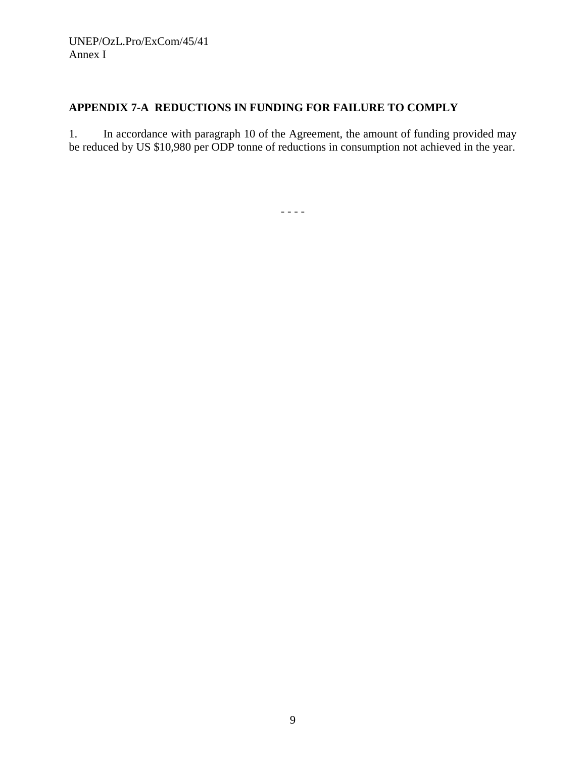## APPENDIX 7-A  REDUCTIONS IN FUNDING FOR FAILURE TO COMPLY

1. In accordance with paragraph 10 of the Agreement, the amount of funding provided may be reduced by US $10,980 per ODP tonne of reductions in consumption not achieved in the year.

- - - -